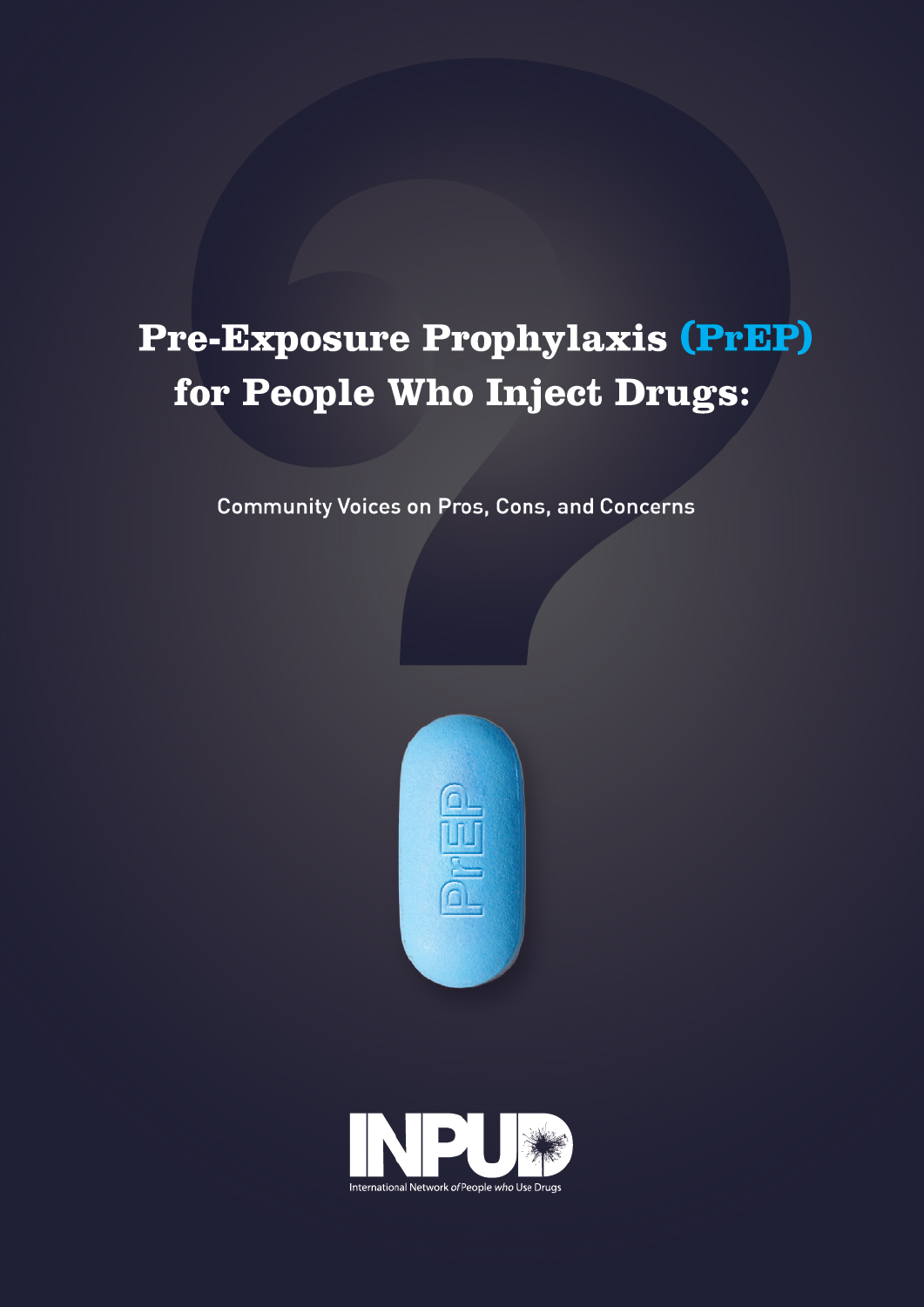# Pre-Exposure Prophylaxis (PrEP) for People Who Inject Drugs:

Community Voices on Pros, Cons, and Concerns

INPUD

International Network *of* People *who* Use Drugs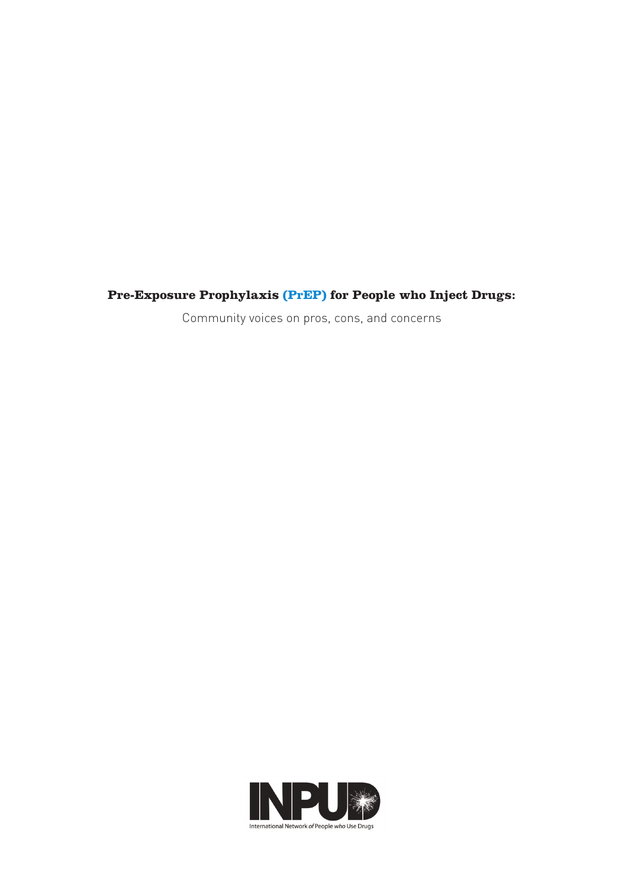**Pre-Exposure Prophylaxis (PrEP) for People who Inject Drugs:**

Community voices on pros, cons, and concerns

INPUD

International Network *of* People *who* Use Drugs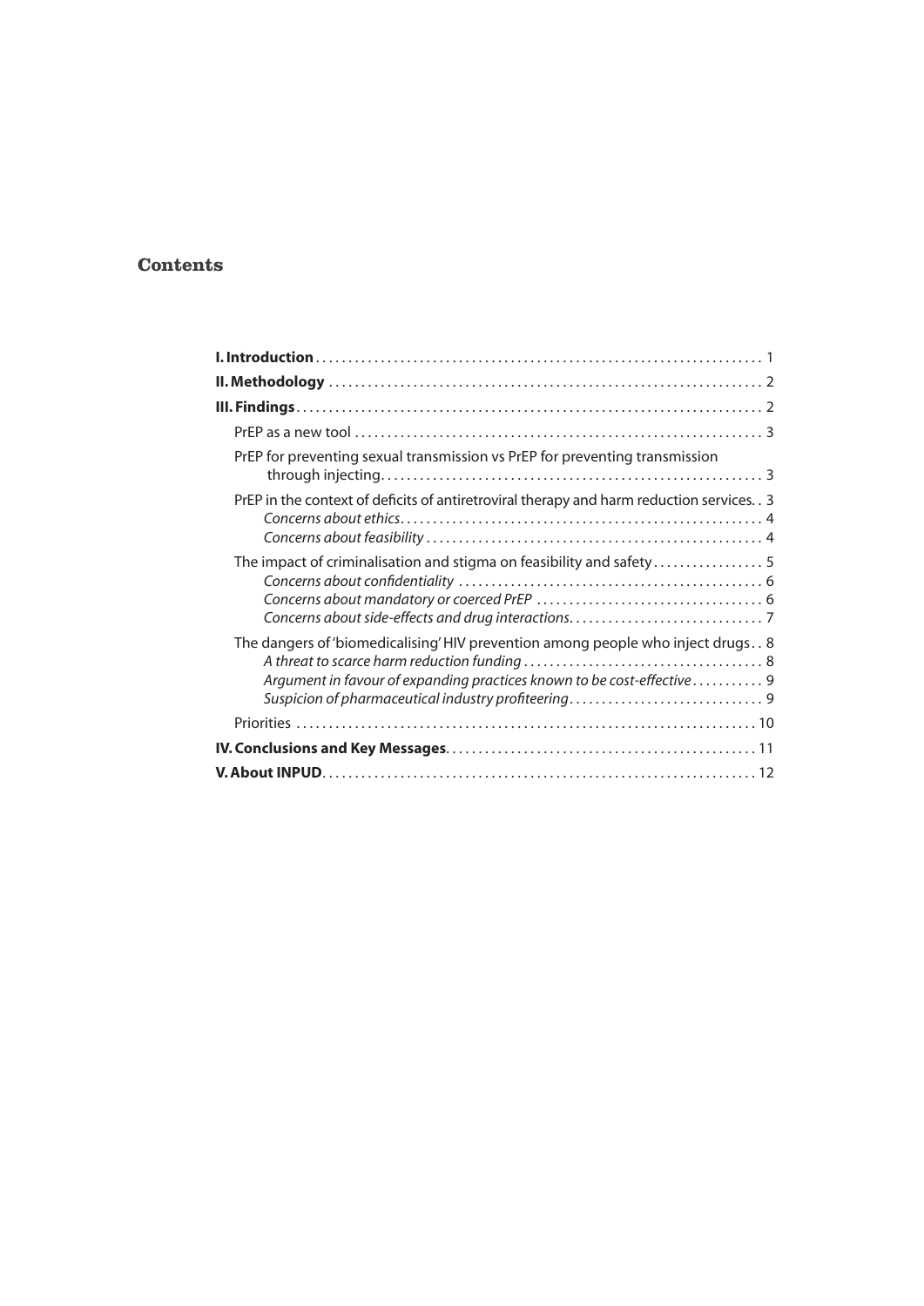## Contents

| | |
|---|---|
| **I. Introduction** | 1 |
| **II. Methodology** | 2 |
| **III. Findings** | 2 |
| PrEP as a new tool | 3 |
| PrEP for preventing sexual transmission vs PrEP for preventing transmission through injecting | 3 |
| PrEP in the context of deficits of antiretroviral therapy and harm reduction services | 3 |
| *Concerns about ethics* | 4 |
| *Concerns about feasibility* | 4 |
| The impact of criminalisation and stigma on feasibility and safety | 5 |
| *Concerns about confidentiality* | 6 |
| *Concerns about mandatory or coerced PrEP* | 6 |
| *Concerns about side-effects and drug interactions* | 7 |
| The dangers of 'biomedicalising' HIV prevention among people who inject drugs | 8 |
| *A threat to scarce harm reduction funding* | 8 |
| *Argument in favour of expanding practices known to be cost-effective* | 9 |
| *Suspicion of pharmaceutical industry profiteering* | 9 |
| Priorities | 10 |
| **IV. Conclusions and Key Messages** | 11 |
| **V. About INPUD** | 12 |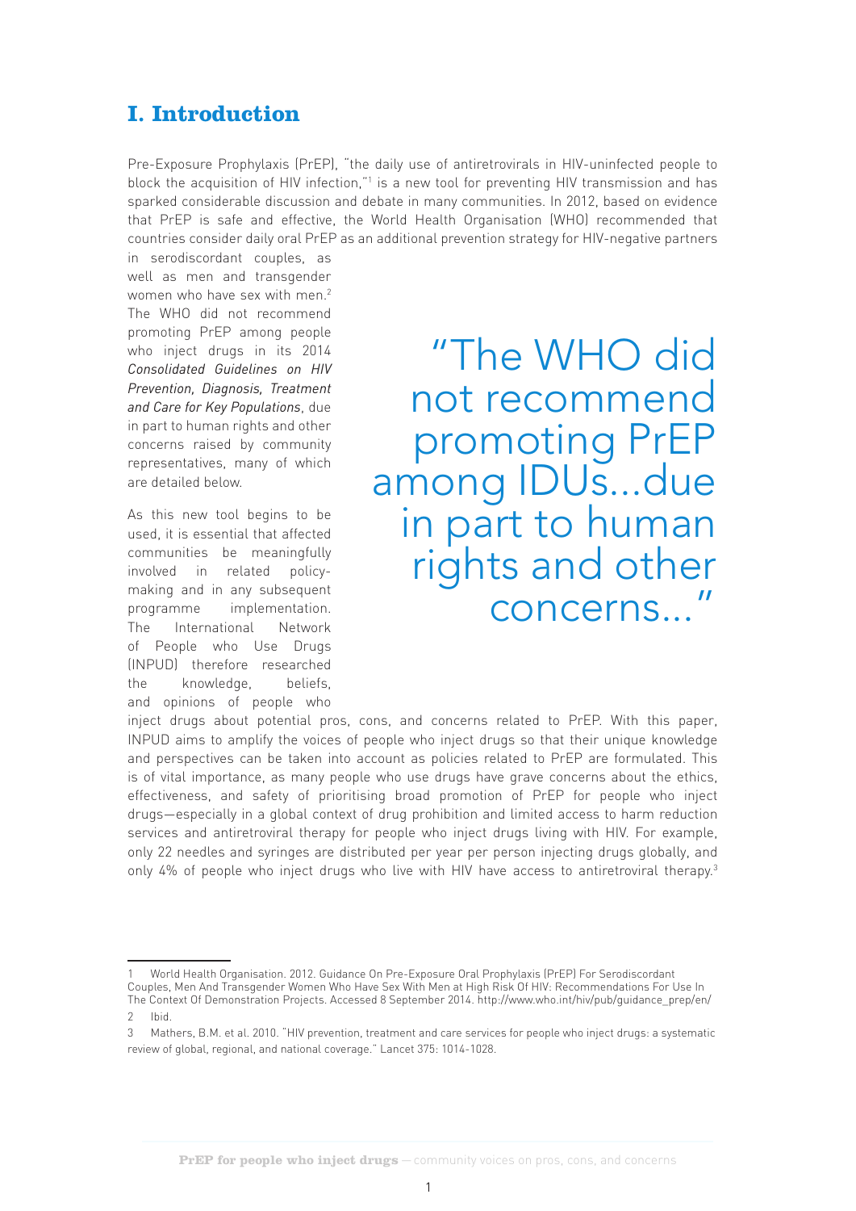# I. Introduction

Pre-Exposure Prophylaxis (PrEP), "the daily use of antiretrovirals in HIV-uninfected people to block the acquisition of HIV infection,"[1] is a new tool for preventing HIV transmission and has sparked considerable discussion and debate in many communities. In 2012, based on evidence that PrEP is safe and effective, the World Health Organisation (WHO) recommended that countries consider daily oral PrEP as an additional prevention strategy for HIV-negative partners in serodiscordant couples, as well as men and transgender women who have sex with men.[2] The WHO did not recommend promoting PrEP among people who inject drugs in its 2014 *Consolidated Guidelines on HIV Prevention, Diagnosis, Treatment and Care for Key Populations*, due in part to human rights and other concerns raised by community representatives, many of which are detailed below.

> "The WHO did not recommend promoting PrEP among IDUs…due in part to human rights and other concerns…"

As this new tool begins to be used, it is essential that affected communities be meaningfully involved in related policy-making and in any subsequent programme implementation. The International Network of People who Use Drugs (INPUD) therefore researched the knowledge, beliefs, and opinions of people who inject drugs about potential pros, cons, and concerns related to PrEP. With this paper, INPUD aims to amplify the voices of people who inject drugs so that their unique knowledge and perspectives can be taken into account as policies related to PrEP are formulated. This is of vital importance, as many people who use drugs have grave concerns about the ethics, effectiveness, and safety of prioritising broad promotion of PrEP for people who inject drugs—especially in a global context of drug prohibition and limited access to harm reduction services and antiretroviral therapy for people who inject drugs living with HIV. For example, only 22 needles and syringes are distributed per year per person injecting drugs globally, and only 4% of people who inject drugs who live with HIV have access to antiretroviral therapy.[3]

---

1 World Health Organisation. 2012. Guidance On Pre-Exposure Oral Prophylaxis (PrEP) For Serodiscordant Couples, Men And Transgender Women Who Have Sex With Men at High Risk Of HIV: Recommendations For Use In The Context Of Demonstration Projects. Accessed 8 September 2014. http://www.who.int/hiv/pub/guidance_prep/en/

2 Ibid.

3 Mathers, B.M. et al. 2010. "HIV prevention, treatment and care services for people who inject drugs: a systematic review of global, regional, and national coverage." Lancet 375: 1014-1028.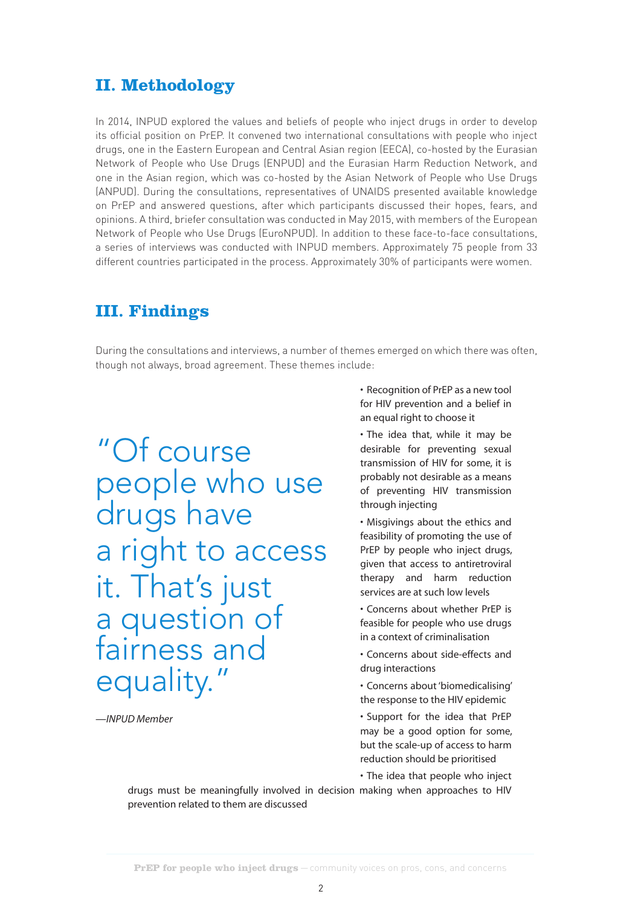## II. Methodology

In 2014, INPUD explored the values and beliefs of people who inject drugs in order to develop its official position on PrEP. It convened two international consultations with people who inject drugs, one in the Eastern European and Central Asian region (EECA), co-hosted by the Eurasian Network of People who Use Drugs (ENPUD) and the Eurasian Harm Reduction Network, and one in the Asian region, which was co-hosted by the Asian Network of People who Use Drugs (ANPUD). During the consultations, representatives of UNAIDS presented available knowledge on PrEP and answered questions, after which participants discussed their hopes, fears, and opinions. A third, briefer consultation was conducted in May 2015, with members of the European Network of People who Use Drugs (EuroNPUD). In addition to these face-to-face consultations, a series of interviews was conducted with INPUD members. Approximately 75 people from 33 different countries participated in the process. Approximately 30% of participants were women.

## III. Findings

During the consultations and interviews, a number of themes emerged on which there was often, though not always, broad agreement. These themes include:

- Recognition of PrEP as a new tool for HIV prevention and a belief in an equal right to choose it
- The idea that, while it may be desirable for preventing sexual transmission of HIV for some, it is probably not desirable as a means of preventing HIV transmission through injecting
- Misgivings about the ethics and feasibility of promoting the use of PrEP by people who inject drugs, given that access to antiretroviral therapy and harm reduction services are at such low levels
- Concerns about whether PrEP is feasible for people who use drugs in a context of criminalisation
- Concerns about side-effects and drug interactions
- Concerns about 'biomedicalising' the response to the HIV epidemic
- Support for the idea that PrEP may be a good option for some, but the scale-up of access to harm reduction should be prioritised
- The idea that people who inject drugs must be meaningfully involved in decision making when approaches to HIV prevention related to them are discussed

> "Of course people who use drugs have a right to access it. That's just a question of fairness and equality."
>
> *—INPUD Member*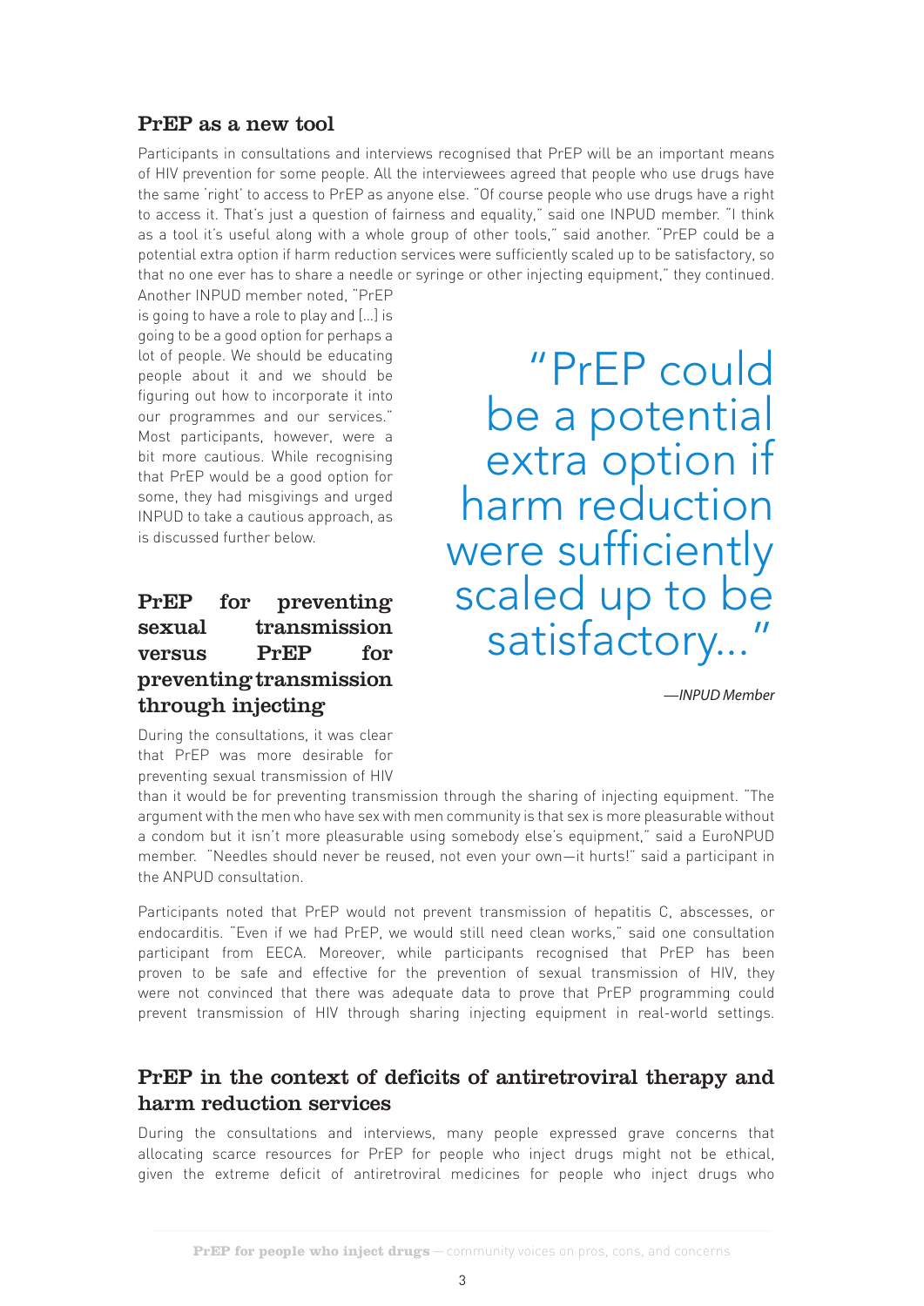## PrEP as a new tool

Participants in consultations and interviews recognised that PrEP will be an important means of HIV prevention for some people. All the interviewees agreed that people who use drugs have the same 'right' to access to PrEP as anyone else. "Of course people who use drugs have a right to access it. That's just a question of fairness and equality," said one INPUD member. "I think as a tool it's useful along with a whole group of other tools," said another. "PrEP could be a potential extra option if harm reduction services were sufficiently scaled up to be satisfactory, so that no one ever has to share a needle or syringe or other injecting equipment," they continued. Another INPUD member noted, "PrEP is going to have a role to play and [...] is going to be a good option for perhaps a lot of people. We should be educating people about it and we should be figuring out how to incorporate it into our programmes and our services." Most participants, however, were a bit more cautious. While recognising that PrEP would be a good option for some, they had misgivings and urged INPUD to take a cautious approach, as is discussed further below.

> "PrEP could be a potential extra option if harm reduction were sufficiently scaled up to be satisfactory..."
>
> *—INPUD Member*

## PrEP for preventing sexual transmission versus PrEP for preventing transmission through injecting

During the consultations, it was clear that PrEP was more desirable for preventing sexual transmission of HIV than it would be for preventing transmission through the sharing of injecting equipment. "The argument with the men who have sex with men community is that sex is more pleasurable without a condom but it isn't more pleasurable using somebody else's equipment," said a EuroNPUD member. "Needles should never be reused, not even your own—it hurts!" said a participant in the ANPUD consultation.

Participants noted that PrEP would not prevent transmission of hepatitis C, abscesses, or endocarditis. "Even if we had PrEP, we would still need clean works," said one consultation participant from EECA. Moreover, while participants recognised that PrEP has been proven to be safe and effective for the prevention of sexual transmission of HIV, they were not convinced that there was adequate data to prove that PrEP programming could prevent transmission of HIV through sharing injecting equipment in real-world settings.

## PrEP in the context of deficits of antiretroviral therapy and harm reduction services

During the consultations and interviews, many people expressed grave concerns that allocating scarce resources for PrEP for people who inject drugs might not be ethical, given the extreme deficit of antiretroviral medicines for people who inject drugs who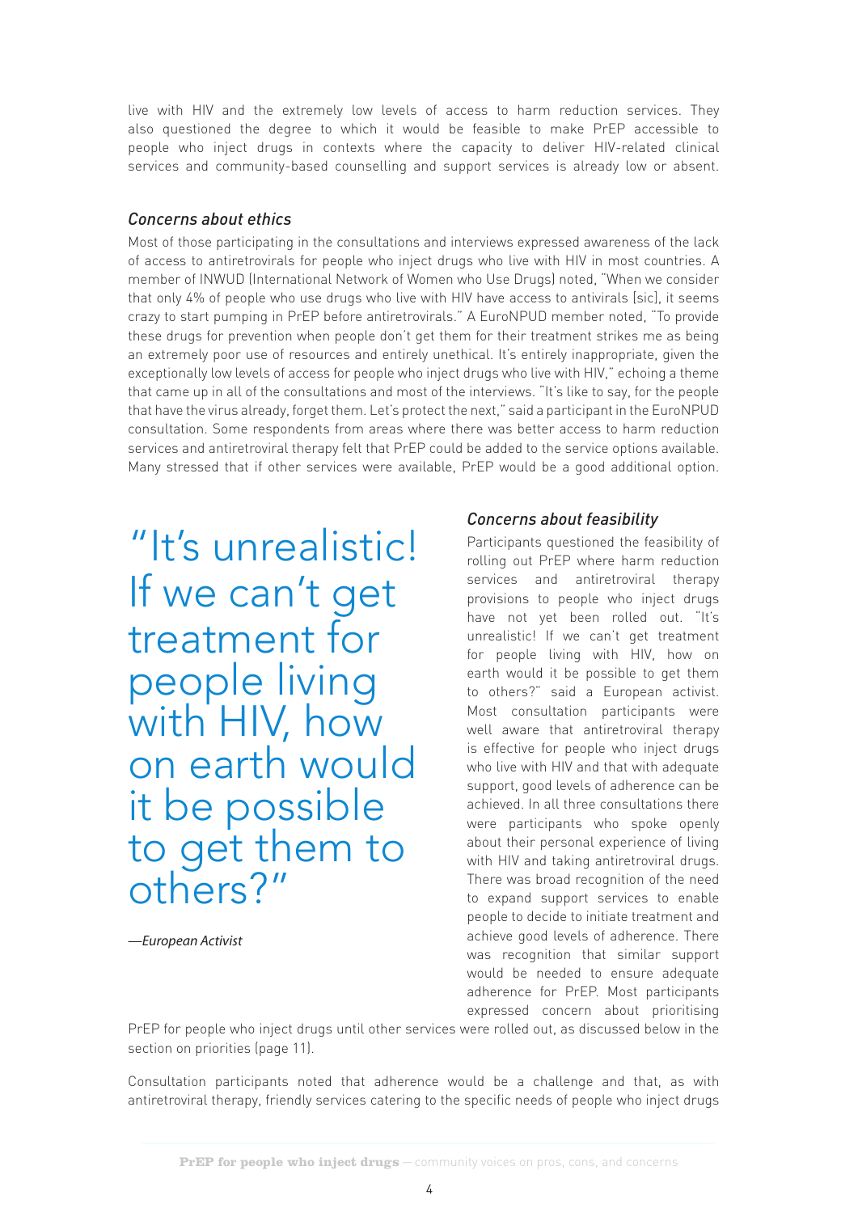live with HIV and the extremely low levels of access to harm reduction services. They also questioned the degree to which it would be feasible to make PrEP accessible to people who inject drugs in contexts where the capacity to deliver HIV-related clinical services and community-based counselling and support services is already low or absent.

### *Concerns about ethics*

Most of those participating in the consultations and interviews expressed awareness of the lack of access to antiretrovirals for people who inject drugs who live with HIV in most countries. A member of INWUD (International Network of Women who Use Drugs) noted, "When we consider that only 4% of people who use drugs who live with HIV have access to antivirals [sic], it seems crazy to start pumping in PrEP before antiretrovirals." A EuroNPUD member noted, "To provide these drugs for prevention when people don't get them for their treatment strikes me as being an extremely poor use of resources and entirely unethical. It's entirely inappropriate, given the exceptionally low levels of access for people who inject drugs who live with HIV," echoing a theme that came up in all of the consultations and most of the interviews. "It's like to say, for the people that have the virus already, forget them. Let's protect the next," said a participant in the EuroNPUD consultation. Some respondents from areas where there was better access to harm reduction services and antiretroviral therapy felt that PrEP could be added to the service options available. Many stressed that if other services were available, PrEP would be a good additional option.

> "It's unrealistic! If we can't get treatment for people living with HIV, how on earth would it be possible to get them to others?"
>
> *—European Activist*

### *Concerns about feasibility*

Participants questioned the feasibility of rolling out PrEP where harm reduction services and antiretroviral therapy provisions to people who inject drugs have not yet been rolled out. "It's unrealistic! If we can't get treatment for people living with HIV, how on earth would it be possible to get them to others?" said a European activist. Most consultation participants were well aware that antiretroviral therapy is effective for people who inject drugs who live with HIV and that with adequate support, good levels of adherence can be achieved. In all three consultations there were participants who spoke openly about their personal experience of living with HIV and taking antiretroviral drugs. There was broad recognition of the need to expand support services to enable people to decide to initiate treatment and achieve good levels of adherence. There was recognition that similar support would be needed to ensure adequate adherence for PrEP. Most participants expressed concern about prioritising PrEP for people who inject drugs until other services were rolled out, as discussed below in the section on priorities (page 11).

Consultation participants noted that adherence would be a challenge and that, as with antiretroviral therapy, friendly services catering to the specific needs of people who inject drugs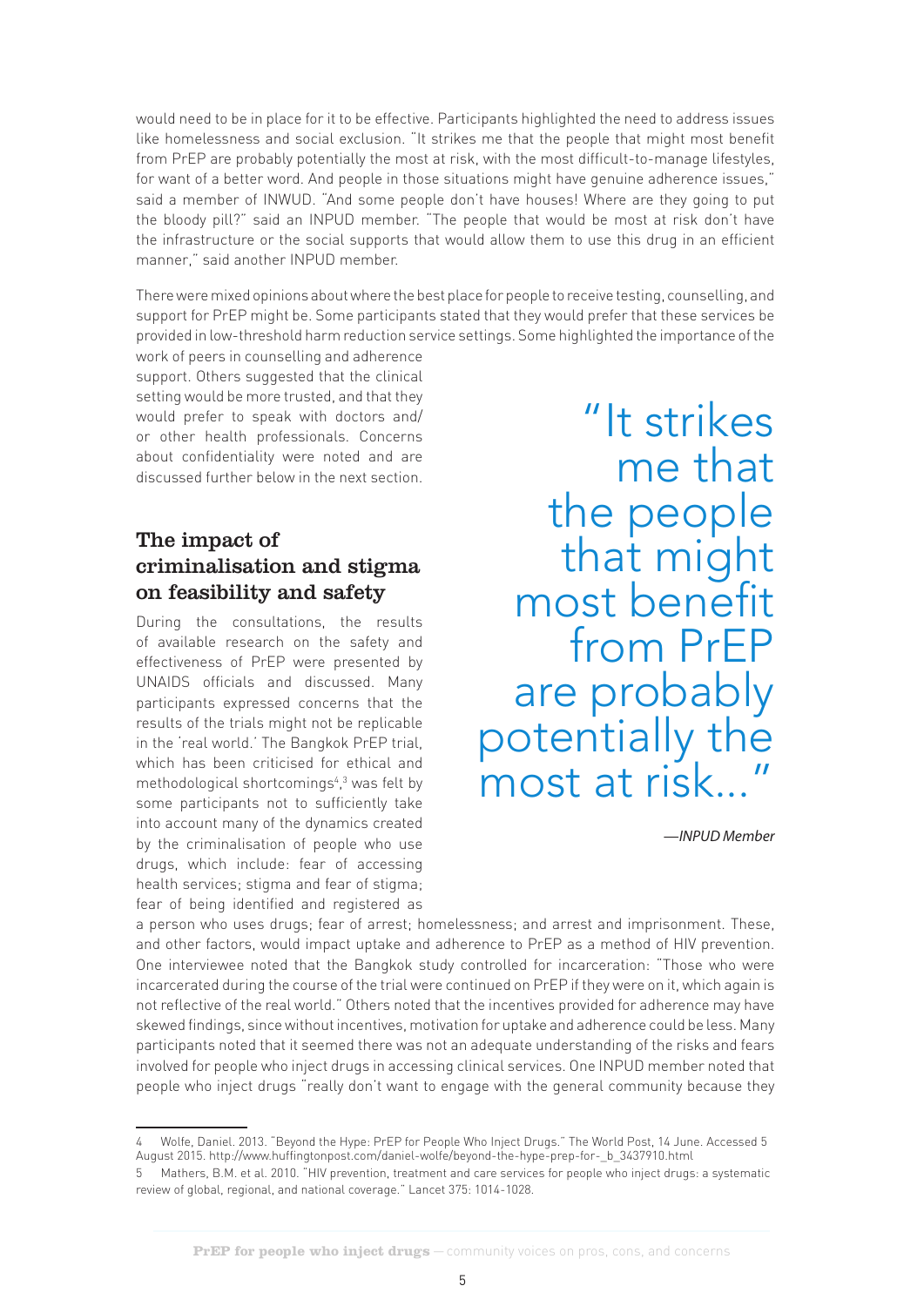would need to be in place for it to be effective. Participants highlighted the need to address issues like homelessness and social exclusion. "It strikes me that the people that might most benefit from PrEP are probably potentially the most at risk, with the most difficult-to-manage lifestyles, for want of a better word. And people in those situations might have genuine adherence issues," said a member of INWUD. "And some people don't have houses! Where are they going to put the bloody pill?" said an INPUD member. "The people that would be most at risk don't have the infrastructure or the social supports that would allow them to use this drug in an efficient manner," said another INPUD member.

There were mixed opinions about where the best place for people to receive testing, counselling, and support for PrEP might be. Some participants stated that they would prefer that these services be provided in low-threshold harm reduction service settings. Some highlighted the importance of the work of peers in counselling and adherence support. Others suggested that the clinical setting would be more trusted, and that they would prefer to speak with doctors and/or other health professionals. Concerns about confidentiality were noted and are discussed further below in the next section.

> "It strikes me that the people that might most benefit from PrEP are probably potentially the most at risk..."
>
> *—INPUD Member*

## The impact of criminalisation and stigma on feasibility and safety

During the consultations, the results of available research on the safety and effectiveness of PrEP were presented by UNAIDS officials and discussed. Many participants expressed concerns that the results of the trials might not be replicable in the 'real world.' The Bangkok PrEP trial, which has been criticised for ethical and methodological shortcomings[4,3] was felt by some participants not to sufficiently take into account many of the dynamics created by the criminalisation of people who use drugs, which include: fear of accessing health services; stigma and fear of stigma; fear of being identified and registered as a person who uses drugs; fear of arrest; homelessness; and arrest and imprisonment. These, and other factors, would impact uptake and adherence to PrEP as a method of HIV prevention. One interviewee noted that the Bangkok study controlled for incarceration: "Those who were incarcerated during the course of the trial were continued on PrEP if they were on it, which again is not reflective of the real world." Others noted that the incentives provided for adherence may have skewed findings, since without incentives, motivation for uptake and adherence could be less. Many participants noted that it seemed there was not an adequate understanding of the risks and fears involved for people who inject drugs in accessing clinical services. One INPUD member noted that people who inject drugs "really don't want to engage with the general community because they

4 Wolfe, Daniel. 2013. "Beyond the Hype: PrEP for People Who Inject Drugs." The World Post, 14 June. Accessed 5 August 2015. http://www.huffingtonpost.com/daniel-wolfe/beyond-the-hype-prep-for-_b_3437910.html

5 Mathers, B.M. et al. 2010. "HIV prevention, treatment and care services for people who inject drugs: a systematic review of global, regional, and national coverage." Lancet 375: 1014-1028.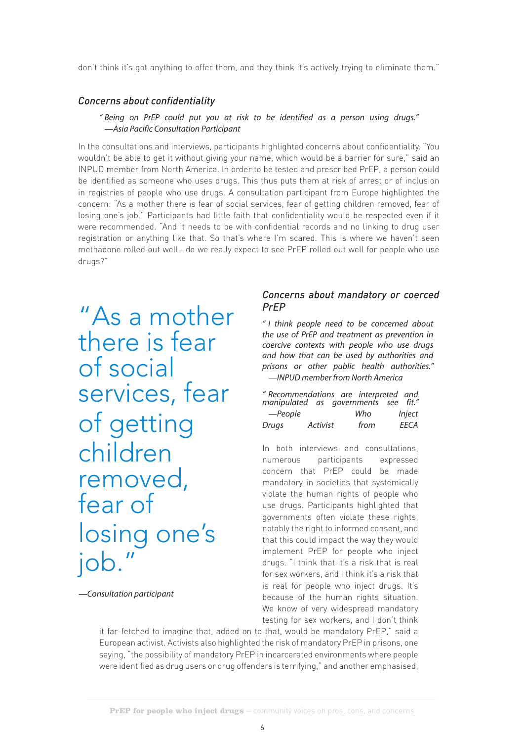don't think it's got anything to offer them, and they think it's actively trying to eliminate them."

### *Concerns about confidentiality*

> *"Being on PrEP could put you at risk to be identified as a person using drugs."*
> *—Asia Pacific Consultation Participant*

In the consultations and interviews, participants highlighted concerns about confidentiality. "You wouldn't be able to get it without giving your name, which would be a barrier for sure," said an INPUD member from North America. In order to be tested and prescribed PrEP, a person could be identified as someone who uses drugs. This thus puts them at risk of arrest or of inclusion in registries of people who use drugs. A consultation participant from Europe highlighted the concern: "As a mother there is fear of social services, fear of getting children removed, fear of losing one's job." Participants had little faith that confidentiality would be respected even if it were recommended. "And it needs to be with confidential records and no linking to drug user registration or anything like that. So that's where I'm scared. This is where we haven't seen methadone rolled out well—do we really expect to see PrEP rolled out well for people who use drugs?"

> "As a mother there is fear of social services, fear of getting children removed, fear of losing one's job."
>
> *—Consultation participant*

### *Concerns about mandatory or coerced PrEP*

> *"I think people need to be concerned about the use of PrEP and treatment as prevention in coercive contexts with people who use drugs and how that can be used by authorities and prisons or other public health authorities."*
> *—INPUD member from North America*

> *"Recommendations are interpreted and manipulated as governments see fit."*
> *—People Who Inject Drugs Activist from EECA*

In both interviews and consultations, numerous participants expressed concern that PrEP could be made mandatory in societies that systemically violate the human rights of people who use drugs. Participants highlighted that governments often violate these rights, notably the right to informed consent, and that this could impact the way they would implement PrEP for people who inject drugs. "I think that it's a risk that is real for sex workers, and I think it's a risk that is real for people who inject drugs. It's because of the human rights situation. We know of very widespread mandatory testing for sex workers, and I don't think it far-fetched to imagine that, added on to that, would be mandatory PrEP," said a European activist. Activists also highlighted the risk of mandatory PrEP in prisons, one saying, "the possibility of mandatory PrEP in incarcerated environments where people were identified as drug users or drug offenders is terrifying," and another emphasised,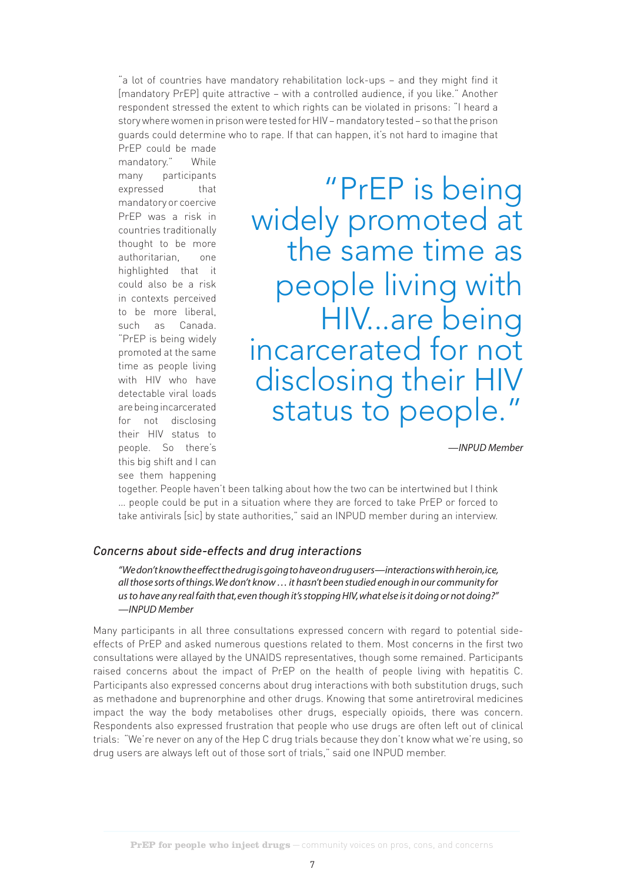"a lot of countries have mandatory rehabilitation lock-ups – and they might find it [mandatory PrEP] quite attractive – with a controlled audience, if you like." Another respondent stressed the extent to which rights can be violated in prisons: "I heard a story where women in prison were tested for HIV – mandatory tested – so that the prison guards could determine who to rape. If that can happen, it's not hard to imagine that PrEP could be made mandatory." While many participants expressed that mandatory or coercive PrEP was a risk in countries traditionally thought to be more authoritarian, one highlighted that it could also be a risk in contexts perceived to be more liberal, such as Canada. "PrEP is being widely promoted at the same time as people living with HIV who have detectable viral loads are being incarcerated for not disclosing their HIV status to people. So there's this big shift and I can see them happening together. People haven't been talking about how the two can be intertwined but I think … people could be put in a situation where they are forced to take PrEP or forced to take antivirals [sic] by state authorities," said an INPUD member during an interview.

> "PrEP is being widely promoted at the same time as people living with HIV...are being incarcerated for not disclosing their HIV status to people."
>
> *—INPUD Member*

### *Concerns about side-effects and drug interactions*

*"We don't know the effect the drug is going to have on drug users—interactions with heroin, ice, all those sorts of things. We don't know … it hasn't been studied enough in our community for us to have any real faith that, even though it's stopping HIV, what else is it doing or not doing?" —INPUD Member*

Many participants in all three consultations expressed concern with regard to potential side-effects of PrEP and asked numerous questions related to them. Most concerns in the first two consultations were allayed by the UNAIDS representatives, though some remained. Participants raised concerns about the impact of PrEP on the health of people living with hepatitis C. Participants also expressed concerns about drug interactions with both substitution drugs, such as methadone and buprenorphine and other drugs. Knowing that some antiretroviral medicines impact the way the body metabolises other drugs, especially opioids, there was concern. Respondents also expressed frustration that people who use drugs are often left out of clinical trials: "We're never on any of the Hep C drug trials because they don't know what we're using, so drug users are always left out of those sort of trials," said one INPUD member.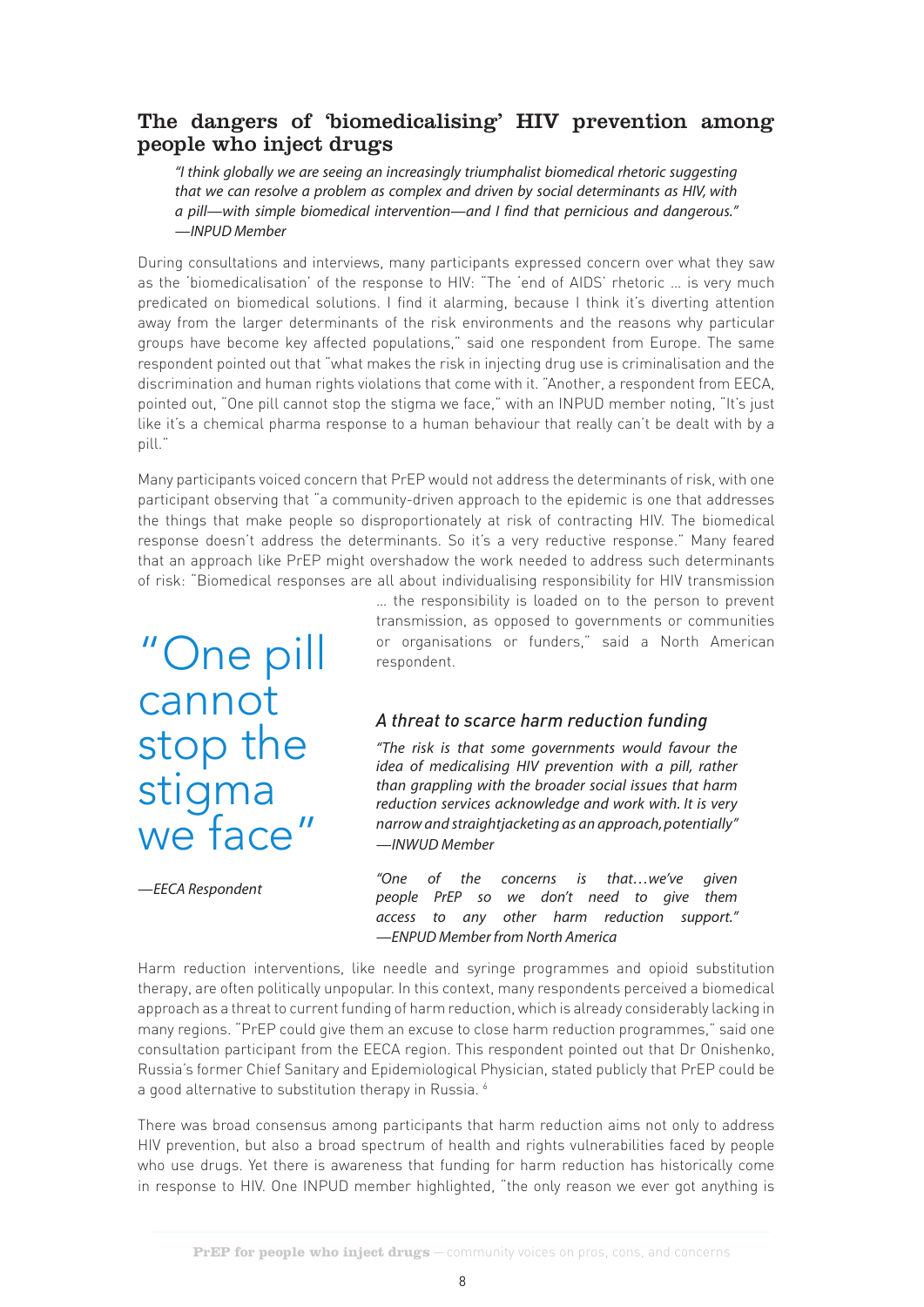## The dangers of 'biomedicalising' HIV prevention among people who inject drugs

*"I think globally we are seeing an increasingly triumphalist biomedical rhetoric suggesting that we can resolve a problem as complex and driven by social determinants as HIV, with a pill—with simple biomedical intervention—and I find that pernicious and dangerous." —INPUD Member*

During consultations and interviews, many participants expressed concern over what they saw as the 'biomedicalisation' of the response to HIV: "The 'end of AIDS' rhetoric … is very much predicated on biomedical solutions. I find it alarming, because I think it's diverting attention away from the larger determinants of the risk environments and the reasons why particular groups have become key affected populations," said one respondent from Europe. The same respondent pointed out that "what makes the risk in injecting drug use is criminalisation and the discrimination and human rights violations that come with it. "Another, a respondent from EECA, pointed out, "One pill cannot stop the stigma we face," with an INPUD member noting, "It's just like it's a chemical pharma response to a human behaviour that really can't be dealt with by a pill."

Many participants voiced concern that PrEP would not address the determinants of risk, with one participant observing that "a community-driven approach to the epidemic is one that addresses the things that make people so disproportionately at risk of contracting HIV. The biomedical response doesn't address the determinants. So it's a very reductive response." Many feared that an approach like PrEP might overshadow the work needed to address such determinants of risk: "Biomedical responses are all about individualising responsibility for HIV transmission … the responsibility is loaded on to the person to prevent transmission, as opposed to governments or communities or organisations or funders," said a North American respondent.

> "One pill cannot stop the stigma we face"
>
> *—EECA Respondent*

### *A threat to scarce harm reduction funding*

*"The risk is that some governments would favour the idea of medicalising HIV prevention with a pill, rather than grappling with the broader social issues that harm reduction services acknowledge and work with. It is very narrow and straightjacketing as an approach, potentially" —INWUD Member*

*"One of the concerns is that…we've given people PrEP so we don't need to give them access to any other harm reduction support." —ENPUD Member from North America*

Harm reduction interventions, like needle and syringe programmes and opioid substitution therapy, are often politically unpopular. In this context, many respondents perceived a biomedical approach as a threat to current funding of harm reduction, which is already considerably lacking in many regions. "PrEP could give them an excuse to close harm reduction programmes," said one consultation participant from the EECA region. This respondent pointed out that Dr Onishenko, Russia's former Chief Sanitary and Epidemiological Physician, stated publicly that PrEP could be a good alternative to substitution therapy in Russia. [6]

There was broad consensus among participants that harm reduction aims not only to address HIV prevention, but also a broad spectrum of health and rights vulnerabilities faced by people who use drugs. Yet there is awareness that funding for harm reduction has historically come in response to HIV. One INPUD member highlighted, "the only reason we ever got anything is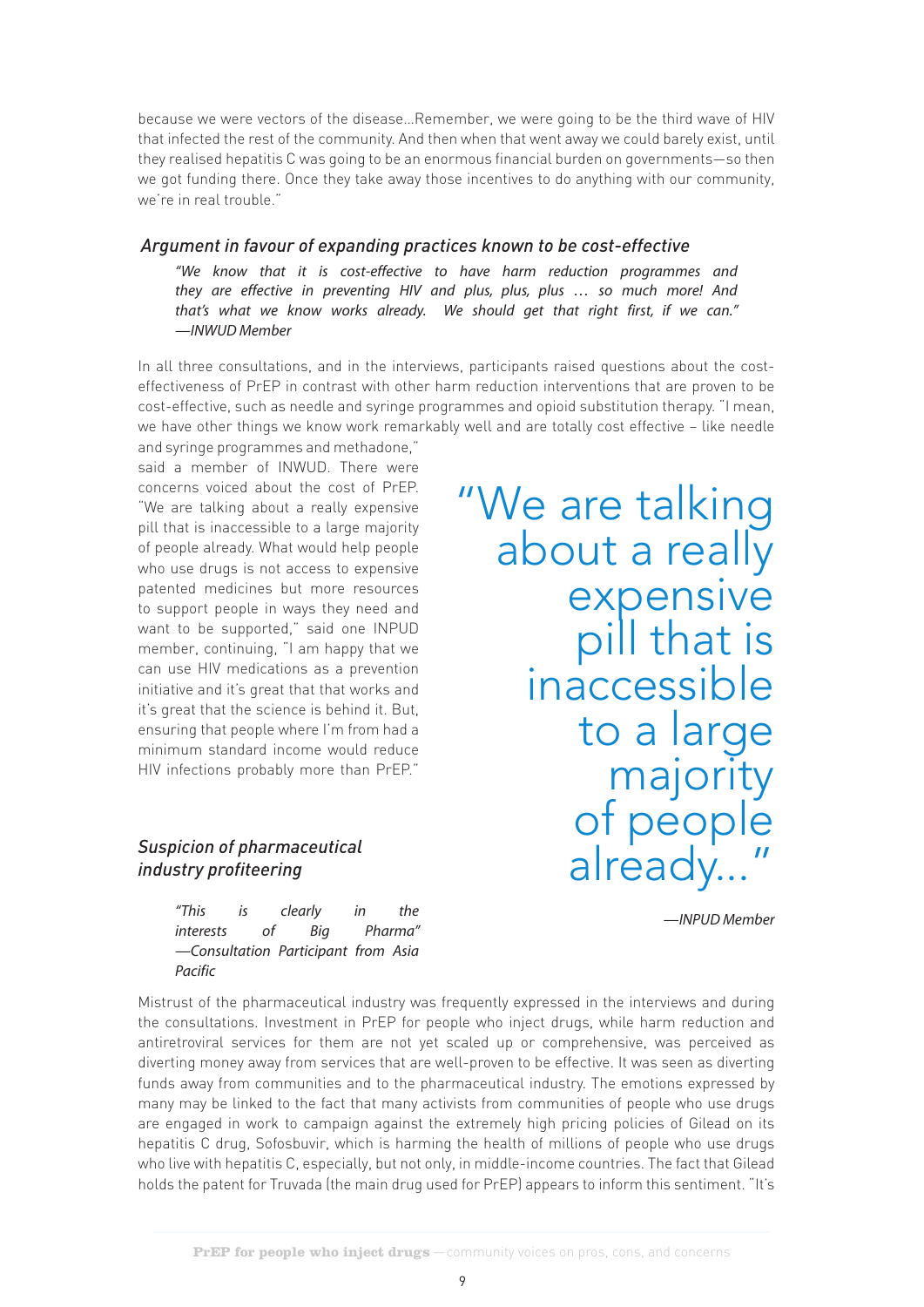because we were vectors of the disease…Remember, we were going to be the third wave of HIV that infected the rest of the community. And then when that went away we could barely exist, until they realised hepatitis C was going to be an enormous financial burden on governments—so then we got funding there. Once they take away those incentives to do anything with our community, we're in real trouble."

### *Argument in favour of expanding practices known to be cost-effective*

> *"We know that it is cost-effective to have harm reduction programmes and they are effective in preventing HIV and plus, plus, plus … so much more! And that's what we know works already. We should get that right first, if we can." —INWUD Member*

In all three consultations, and in the interviews, participants raised questions about the cost-effectiveness of PrEP in contrast with other harm reduction interventions that are proven to be cost-effective, such as needle and syringe programmes and opioid substitution therapy. "I mean, we have other things we know work remarkably well and are totally cost effective – like needle and syringe programmes and methadone," said a member of INWUD. There were concerns voiced about the cost of PrEP. "We are talking about a really expensive pill that is inaccessible to a large majority of people already. What would help people who use drugs is not access to expensive patented medicines but more resources to support people in ways they need and want to be supported," said one INPUD member, continuing, "I am happy that we can use HIV medications as a prevention initiative and it's great that that works and it's great that the science is behind it. But, ensuring that people where I'm from had a minimum standard income would reduce HIV infections probably more than PrEP."

> "We are talking about a really expensive pill that is inaccessible to a large majority of people already…"
>
> *—INPUD Member*

### *Suspicion of pharmaceutical industry profiteering*

> *"This is clearly in the interests of Big Pharma" —Consultation Participant from Asia Pacific*

Mistrust of the pharmaceutical industry was frequently expressed in the interviews and during the consultations. Investment in PrEP for people who inject drugs, while harm reduction and antiretroviral services for them are not yet scaled up or comprehensive, was perceived as diverting money away from services that are well-proven to be effective. It was seen as diverting funds away from communities and to the pharmaceutical industry. The emotions expressed by many may be linked to the fact that many activists from communities of people who use drugs are engaged in work to campaign against the extremely high pricing policies of Gilead on its hepatitis C drug, Sofosbuvir, which is harming the health of millions of people who use drugs who live with hepatitis C, especially, but not only, in middle-income countries. The fact that Gilead holds the patent for Truvada (the main drug used for PrEP) appears to inform this sentiment. "It's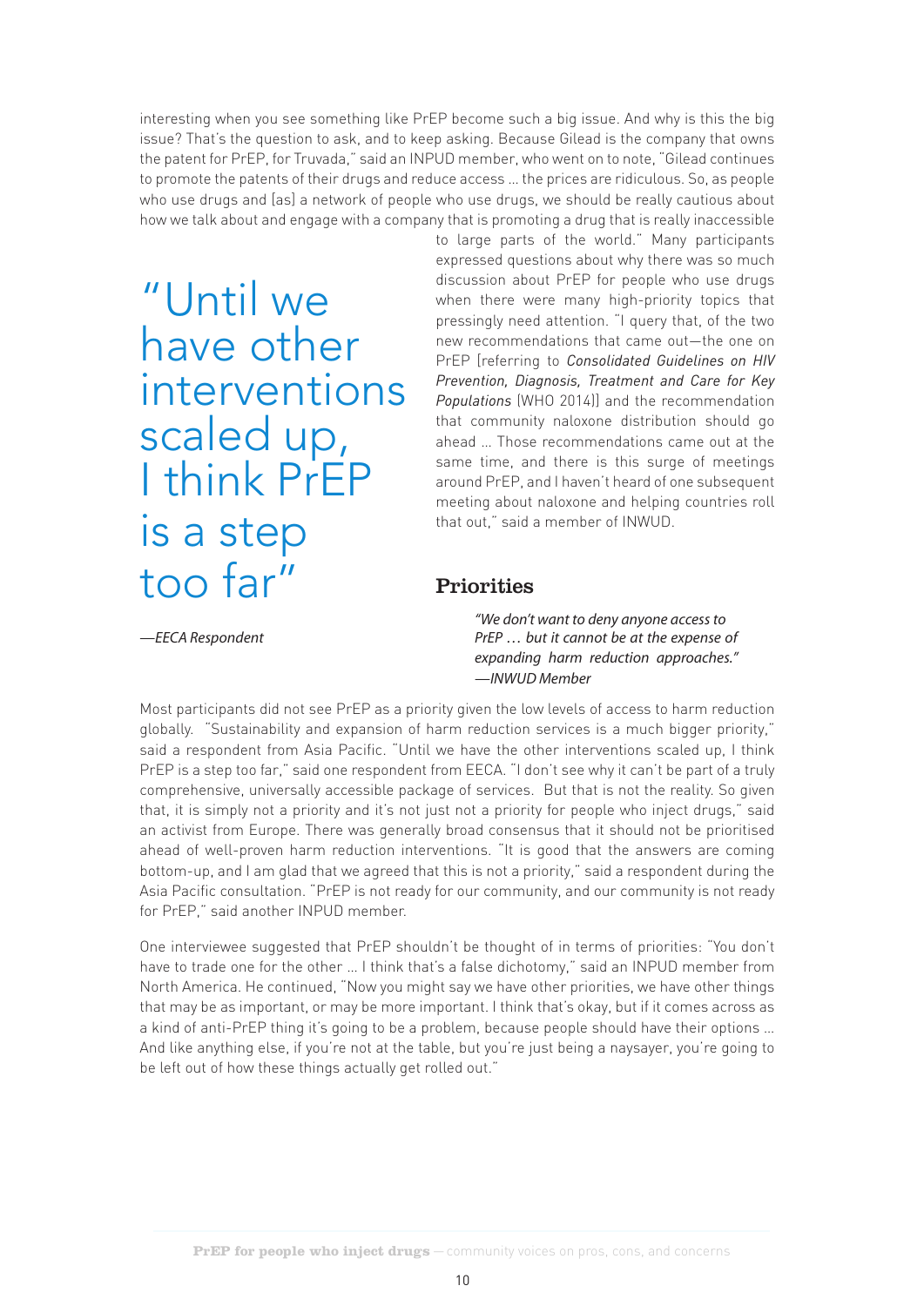interesting when you see something like PrEP become such a big issue. And why is this the big issue? That's the question to ask, and to keep asking. Because Gilead is the company that owns the patent for PrEP, for Truvada," said an INPUD member, who went on to note, "Gilead continues to promote the patents of their drugs and reduce access ... the prices are ridiculous. So, as people who use drugs and [as] a network of people who use drugs, we should be really cautious about how we talk about and engage with a company that is promoting a drug that is really inaccessible to large parts of the world." Many participants expressed questions about why there was so much discussion about PrEP for people who use drugs when there were many high-priority topics that pressingly need attention. "I query that, of the two new recommendations that came out—the one on PrEP [referring to *Consolidated Guidelines on HIV Prevention, Diagnosis, Treatment and Care for Key Populations* (WHO 2014)] and the recommendation that community naloxone distribution should go ahead ... Those recommendations came out at the same time, and there is this surge of meetings around PrEP, and I haven't heard of one subsequent meeting about naloxone and helping countries roll that out," said a member of INWUD.

> "Until we have other interventions scaled up, I think PrEP is a step too far"
>
> *—EECA Respondent*

## Priorities

> *"We don't want to deny anyone access to PrEP … but it cannot be at the expense of expanding harm reduction approaches."*
> *—INWUD Member*

Most participants did not see PrEP as a priority given the low levels of access to harm reduction globally. "Sustainability and expansion of harm reduction services is a much bigger priority," said a respondent from Asia Pacific. "Until we have the other interventions scaled up, I think PrEP is a step too far," said one respondent from EECA. "I don't see why it can't be part of a truly comprehensive, universally accessible package of services. But that is not the reality. So given that, it is simply not a priority and it's not just not a priority for people who inject drugs," said an activist from Europe. There was generally broad consensus that it should not be prioritised ahead of well-proven harm reduction interventions. "It is good that the answers are coming bottom-up, and I am glad that we agreed that this is not a priority," said a respondent during the Asia Pacific consultation. "PrEP is not ready for our community, and our community is not ready for PrEP," said another INPUD member.

One interviewee suggested that PrEP shouldn't be thought of in terms of priorities: "You don't have to trade one for the other ... I think that's a false dichotomy," said an INPUD member from North America. He continued, "Now you might say we have other priorities, we have other things that may be as important, or may be more important. I think that's okay, but if it comes across as a kind of anti-PrEP thing it's going to be a problem, because people should have their options ... And like anything else, if you're not at the table, but you're just being a naysayer, you're going to be left out of how these things actually get rolled out."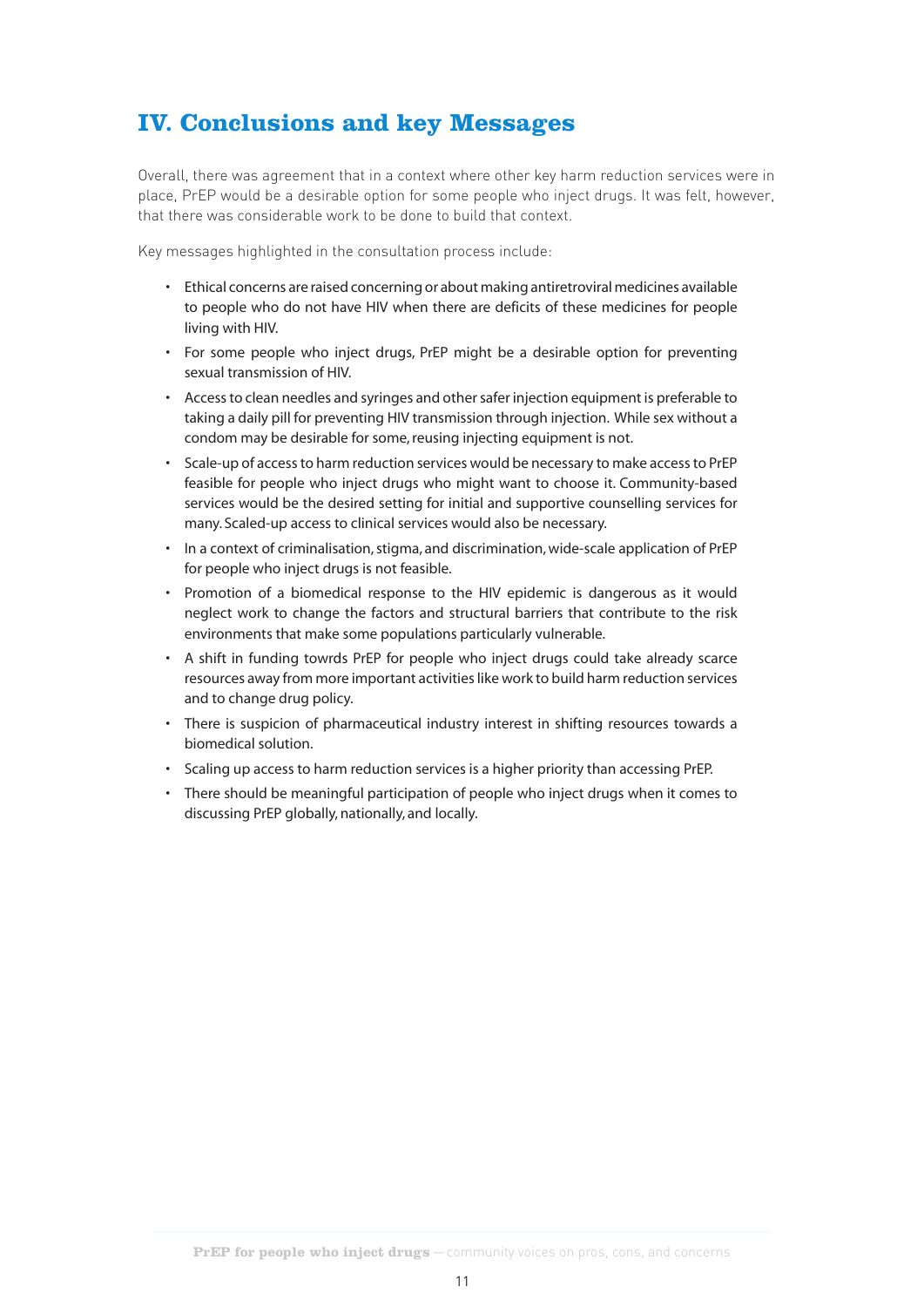## IV. Conclusions and key Messages

Overall, there was agreement that in a context where other key harm reduction services were in place, PrEP would be a desirable option for some people who inject drugs. It was felt, however, that there was considerable work to be done to build that context.

Key messages highlighted in the consultation process include:

- Ethical concerns are raised concerning or about making antiretroviral medicines available to people who do not have HIV when there are deficits of these medicines for people living with HIV.
- For some people who inject drugs, PrEP might be a desirable option for preventing sexual transmission of HIV.
- Access to clean needles and syringes and other safer injection equipment is preferable to taking a daily pill for preventing HIV transmission through injection. While sex without a condom may be desirable for some, reusing injecting equipment is not.
- Scale-up of access to harm reduction services would be necessary to make access to PrEP feasible for people who inject drugs who might want to choose it. Community-based services would be the desired setting for initial and supportive counselling services for many. Scaled-up access to clinical services would also be necessary.
- In a context of criminalisation, stigma, and discrimination, wide-scale application of PrEP for people who inject drugs is not feasible.
- Promotion of a biomedical response to the HIV epidemic is dangerous as it would neglect work to change the factors and structural barriers that contribute to the risk environments that make some populations particularly vulnerable.
- A shift in funding towrds PrEP for people who inject drugs could take already scarce resources away from more important activities like work to build harm reduction services and to change drug policy.
- There is suspicion of pharmaceutical industry interest in shifting resources towards a biomedical solution.
- Scaling up access to harm reduction services is a higher priority than accessing PrEP.
- There should be meaningful participation of people who inject drugs when it comes to discussing PrEP globally, nationally, and locally.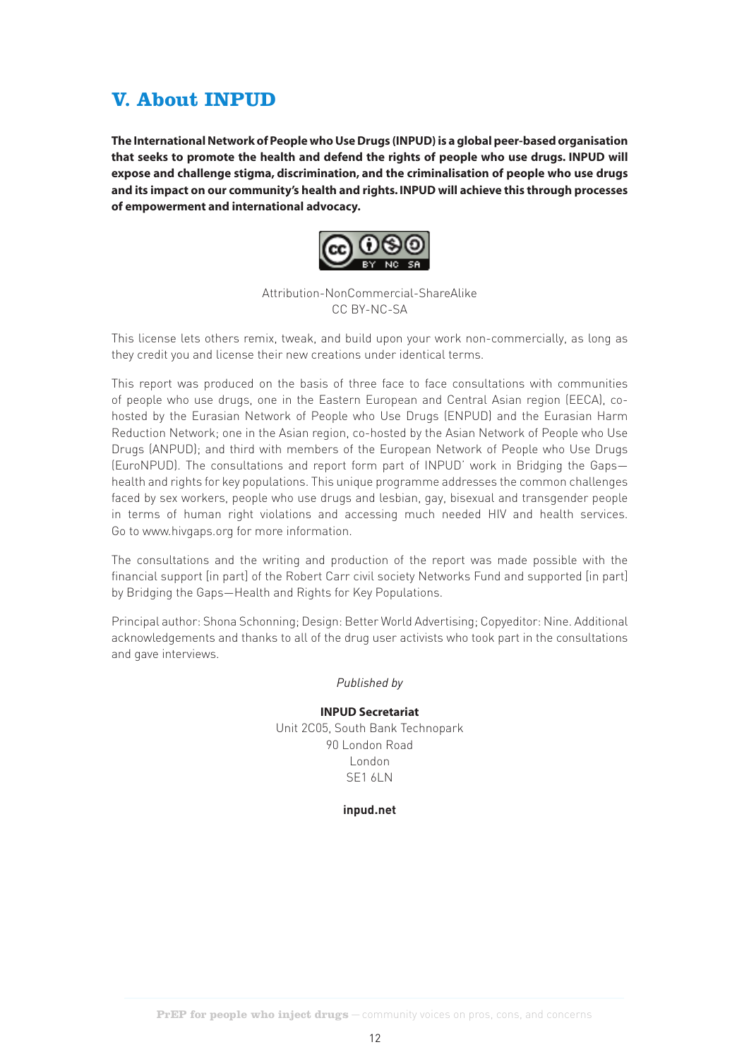## V. About INPUD

**The International Network of People who Use Drugs (INPUD) is a global peer-based organisation that seeks to promote the health and defend the rights of people who use drugs. INPUD will expose and challenge stigma, discrimination, and the criminalisation of people who use drugs and its impact on our community's health and rights. INPUD will achieve this through processes of empowerment and international advocacy.**

Attribution-NonCommercial-ShareAlike
CC BY-NC-SA

This license lets others remix, tweak, and build upon your work non-commercially, as long as they credit you and license their new creations under identical terms.

This report was produced on the basis of three face to face consultations with communities of people who use drugs, one in the Eastern European and Central Asian region (EECA), co-hosted by the Eurasian Network of People who Use Drugs (ENPUD) and the Eurasian Harm Reduction Network; one in the Asian region, co-hosted by the Asian Network of People who Use Drugs (ANPUD); and third with members of the European Network of People who Use Drugs (EuroNPUD). The consultations and report form part of INPUD' work in Bridging the Gaps—health and rights for key populations. This unique programme addresses the common challenges faced by sex workers, people who use drugs and lesbian, gay, bisexual and transgender people in terms of human right violations and accessing much needed HIV and health services. Go to www.hivgaps.org for more information.

The consultations and the writing and production of the report was made possible with the financial support [in part] of the Robert Carr civil society Networks Fund and supported [in part] by Bridging the Gaps—Health and Rights for Key Populations.

Principal author: Shona Schonning; Design: Better World Advertising; Copyeditor: Nine. Additional acknowledgements and thanks to all of the drug user activists who took part in the consultations and gave interviews.

*Published by*

**INPUD Secretariat**
Unit 2C05, South Bank Technopark
90 London Road
London
SE1 6LN

**inpud.net**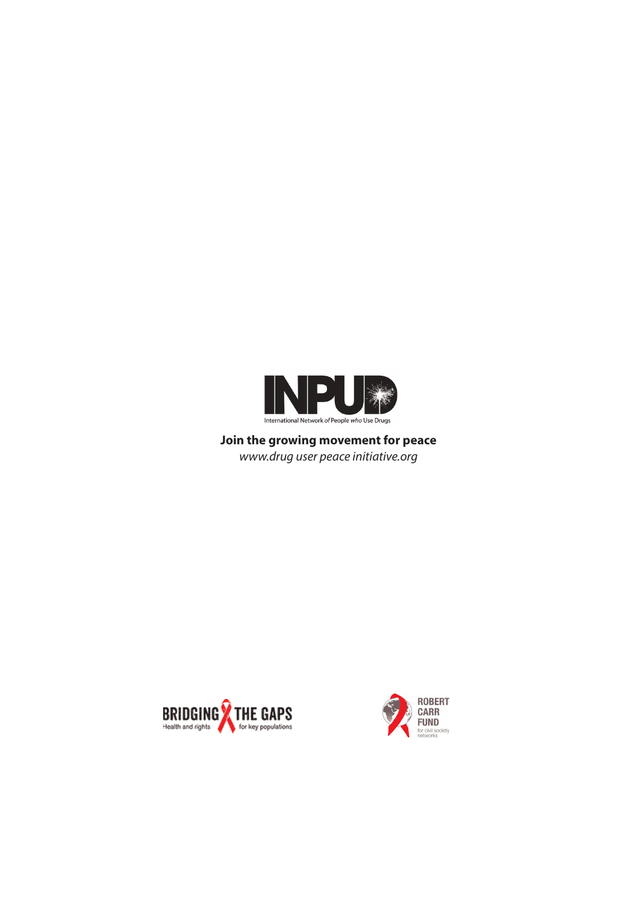INPUD

International Network *of* People *who* Use Drugs

**Join the growing movement for peace**

*www.drug user peace initiative.org*

BRIDGING THE GAPS

Health and rights for key populations

ROBERT CARR FUND

for civil society networks